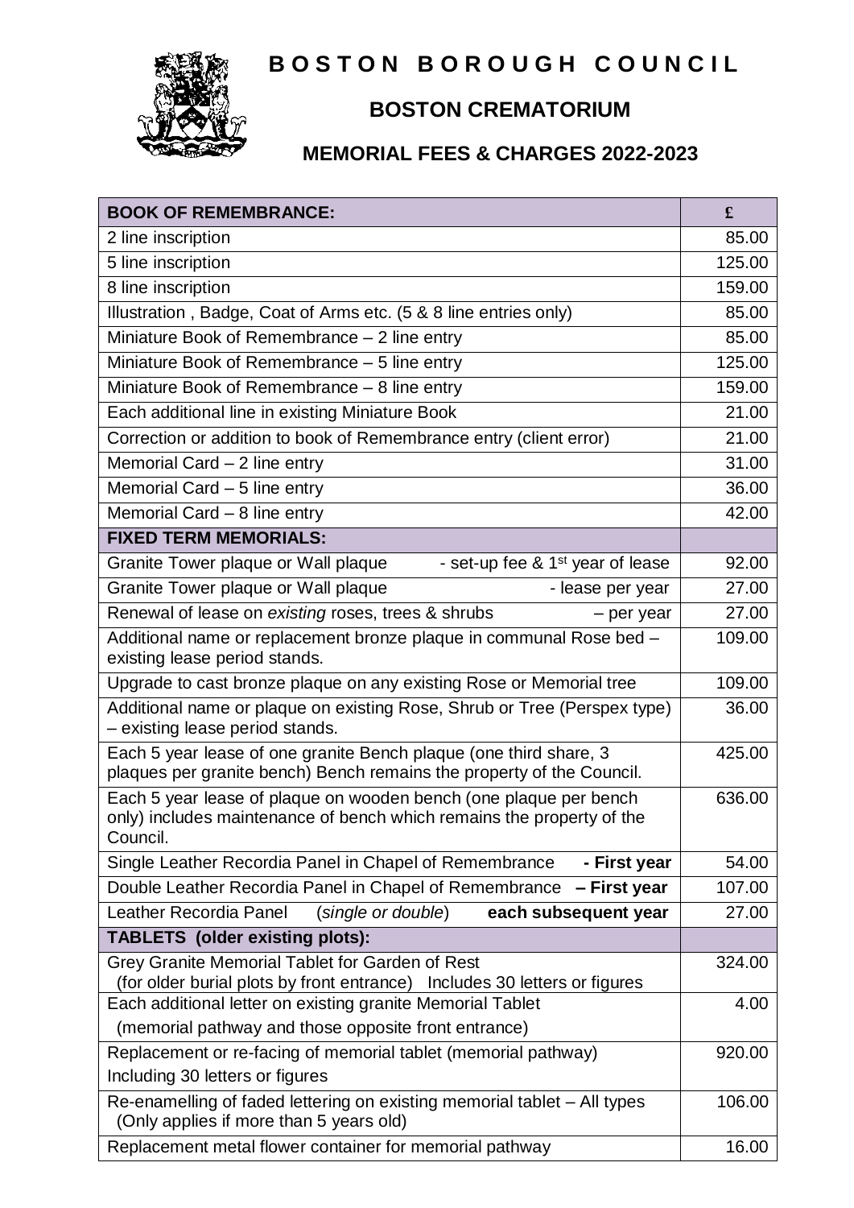# BOSTON BOROUGH COUNCIL

## BOSTON CREMATORIUM

## MEMORIAL FEES & CHARGES 2022-2023

| **BOOK OF REMEMBRANCE:** | **£** |
|---|---|
| 2 line inscription | 85.00 |
| 5 line inscription | 125.00 |
| 8 line inscription | 159.00 |
| Illustration , Badge, Coat of Arms etc. (5 & 8 line entries only) | 85.00 |
| Miniature Book of Remembrance – 2 line entry | 85.00 |
| Miniature Book of Remembrance – 5 line entry | 125.00 |
| Miniature Book of Remembrance – 8 line entry | 159.00 |
| Each additional line in existing Miniature Book | 21.00 |
| Correction or addition to book of Remembrance entry (client error) | 21.00 |
| Memorial Card – 2 line entry | 31.00 |
| Memorial Card – 5 line entry | 36.00 |
| Memorial Card – 8 line entry | 42.00 |
| **FIXED TERM MEMORIALS:** | |
| Granite Tower plaque or Wall plaque - set-up fee & 1st year of lease | 92.00 |
| Granite Tower plaque or Wall plaque - lease per year | 27.00 |
| Renewal of lease on *existing* roses, trees & shrubs – per year | 27.00 |
| Additional name or replacement bronze plaque in communal Rose bed – existing lease period stands. | 109.00 |
| Upgrade to cast bronze plaque on any existing Rose or Memorial tree | 109.00 |
| Additional name or plaque on existing Rose, Shrub or Tree (Perspex type) – existing lease period stands. | 36.00 |
| Each 5 year lease of one granite Bench plaque (one third share, 3 plaques per granite bench) Bench remains the property of the Council. | 425.00 |
| Each 5 year lease of plaque on wooden bench (one plaque per bench only) includes maintenance of bench which remains the property of the Council. | 636.00 |
| Single Leather Recordia Panel in Chapel of Remembrance **- First year** | 54.00 |
| Double Leather Recordia Panel in Chapel of Remembrance **– First year** | 107.00 |
| Leather Recordia Panel (*single or double*) **each subsequent year** | 27.00 |
| **TABLETS (older existing plots):** | |
| Grey Granite Memorial Tablet for Garden of Rest (for older burial plots by front entrance) Includes 30 letters or figures | 324.00 |
| Each additional letter on existing granite Memorial Tablet (memorial pathway and those opposite front entrance) | 4.00 |
| Replacement or re-facing of memorial tablet (memorial pathway) Including 30 letters or figures | 920.00 |
| Re-enamelling of faded lettering on existing memorial tablet – All types (Only applies if more than 5 years old) | 106.00 |
| Replacement metal flower container for memorial pathway | 16.00 |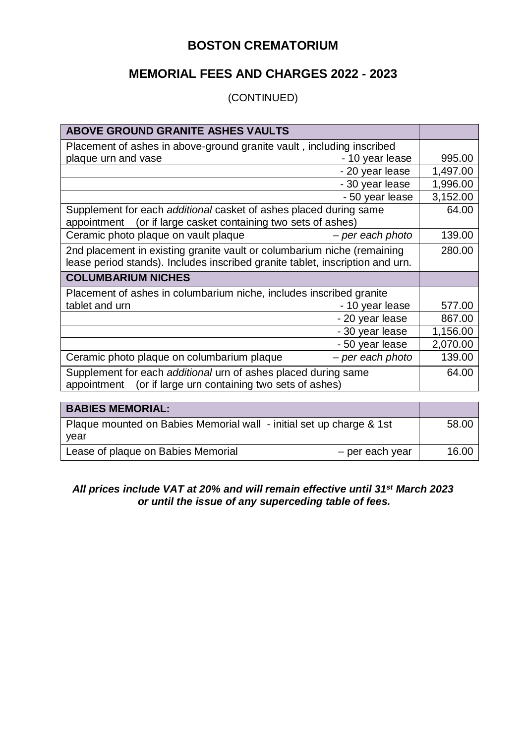# BOSTON CREMATORIUM

## MEMORIAL FEES AND CHARGES 2022 - 2023

(CONTINUED)

| ABOVE GROUND GRANITE ASHES VAULTS | | |
|---|---|---|
| Placement of ashes in above-ground granite vault , including inscribed plaque urn and vase | - 10 year lease | 995.00 |
| | - 20 year lease | 1,497.00 |
| | - 30 year lease | 1,996.00 |
| | - 50 year lease | 3,152.00 |
| Supplement for each *additional* casket of ashes placed during same appointment (or if large casket containing two sets of ashes) | | 64.00 |
| Ceramic photo plaque on vault plaque | *– per each photo* | 139.00 |
| 2nd placement in existing granite vault or columbarium niche (remaining lease period stands). Includes inscribed granite tablet, inscription and urn. | | 280.00 |
| **COLUMBARIUM NICHES** | | |
| Placement of ashes in columbarium niche, includes inscribed granite tablet and urn | - 10 year lease | 577.00 |
| | - 20 year lease | 867.00 |
| | - 30 year lease | 1,156.00 |
| | - 50 year lease | 2,070.00 |
| Ceramic photo plaque on columbarium plaque | *– per each photo* | 139.00 |
| Supplement for each *additional* urn of ashes placed during same appointment (or if large urn containing two sets of ashes) | | 64.00 |

| BABIES MEMORIAL: | | |
|---|---|---|
| Plaque mounted on Babies Memorial wall - initial set up charge & 1st year | | 58.00 |
| Lease of plaque on Babies Memorial | – per each year | 16.00 |

***All prices include VAT at 20% and will remain effective until 31st March 2023 or until the issue of any superceding table of fees.***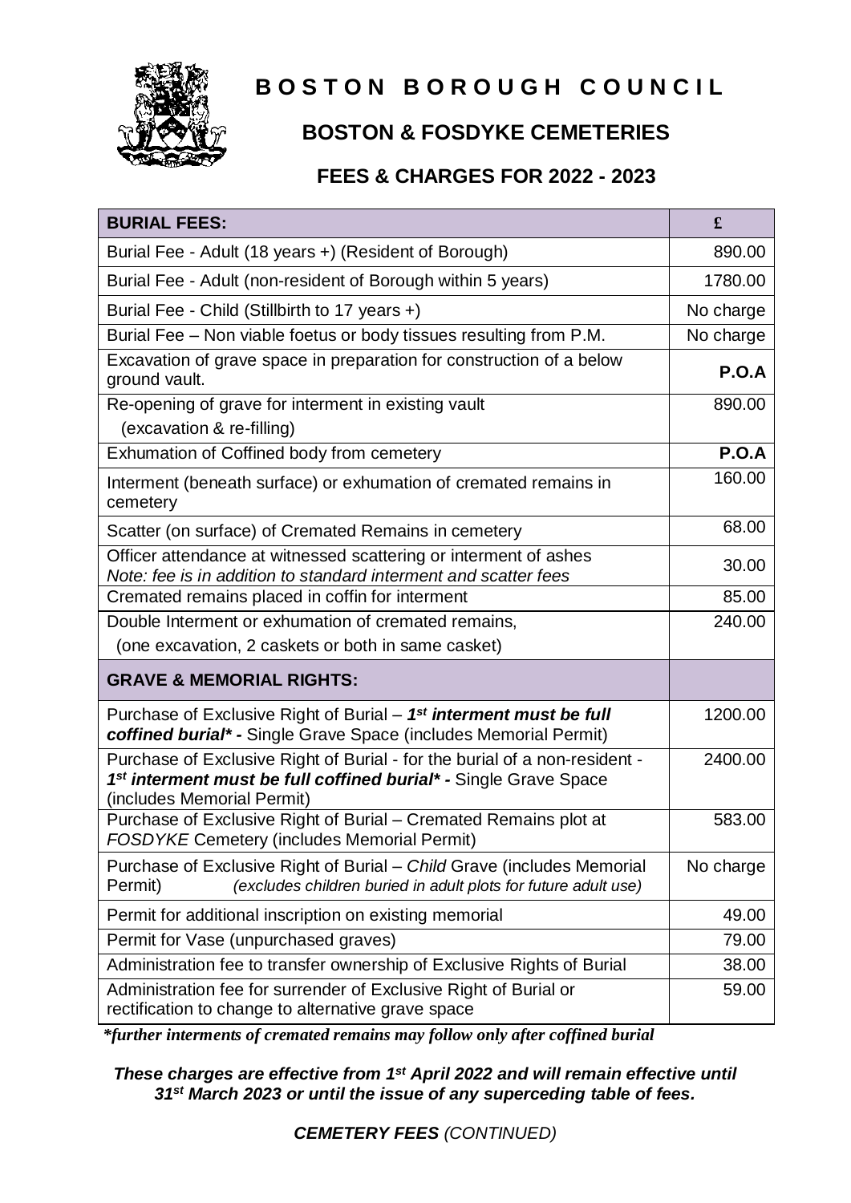# BOSTON BOROUGH COUNCIL

## BOSTON & FOSDYKE CEMETERIES

### FEES & CHARGES FOR 2022 - 2023

| **BURIAL FEES:** | **£** |
|---|---|
| Burial Fee - Adult (18 years +) (Resident of Borough) | 890.00 |
| Burial Fee - Adult (non-resident of Borough within 5 years) | 1780.00 |
| Burial Fee - Child (Stillbirth to 17 years +) | No charge |
| Burial Fee – Non viable foetus or body tissues resulting from P.M. | No charge |
| Excavation of grave space in preparation for construction of a below ground vault. | **P.O.A** |
| Re-opening of grave for interment in existing vault (excavation & re-filling) | 890.00 |
| Exhumation of Coffined body from cemetery | **P.O.A** |
| Interment (beneath surface) or exhumation of cremated remains in cemetery | 160.00 |
| Scatter (on surface) of Cremated Remains in cemetery | 68.00 |
| Officer attendance at witnessed scattering or interment of ashes *Note: fee is in addition to standard interment and scatter fees* | 30.00 |
| Cremated remains placed in coffin for interment | 85.00 |
| Double Interment or exhumation of cremated remains, (one excavation, 2 caskets or both in same casket) | 240.00 |
| **GRAVE & MEMORIAL RIGHTS:** | |
| Purchase of Exclusive Right of Burial – ***1st interment must be full coffined burial\* -*** Single Grave Space (includes Memorial Permit) | 1200.00 |
| Purchase of Exclusive Right of Burial - for the burial of a non-resident - ***1st interment must be full coffined burial\* -*** Single Grave Space (includes Memorial Permit) | 2400.00 |
| Purchase of Exclusive Right of Burial – Cremated Remains plot at *FOSDYKE* Cemetery (includes Memorial Permit) | 583.00 |
| Purchase of Exclusive Right of Burial – *Child* Grave (includes Memorial Permit) *(excludes children buried in adult plots for future adult use)* | No charge |
| Permit for additional inscription on existing memorial | 49.00 |
| Permit for Vase (unpurchased graves) | 79.00 |
| Administration fee to transfer ownership of Exclusive Rights of Burial | 38.00 |
| Administration fee for surrender of Exclusive Right of Burial or rectification to change to alternative grave space | 59.00 |

***\*further interments of cremated remains may follow only after coffined burial***

***These charges are effective from 1st April 2022 and will remain effective until 31st March 2023 or until the issue of any superceding table of fees.***

***CEMETERY FEES*** *(CONTINUED)*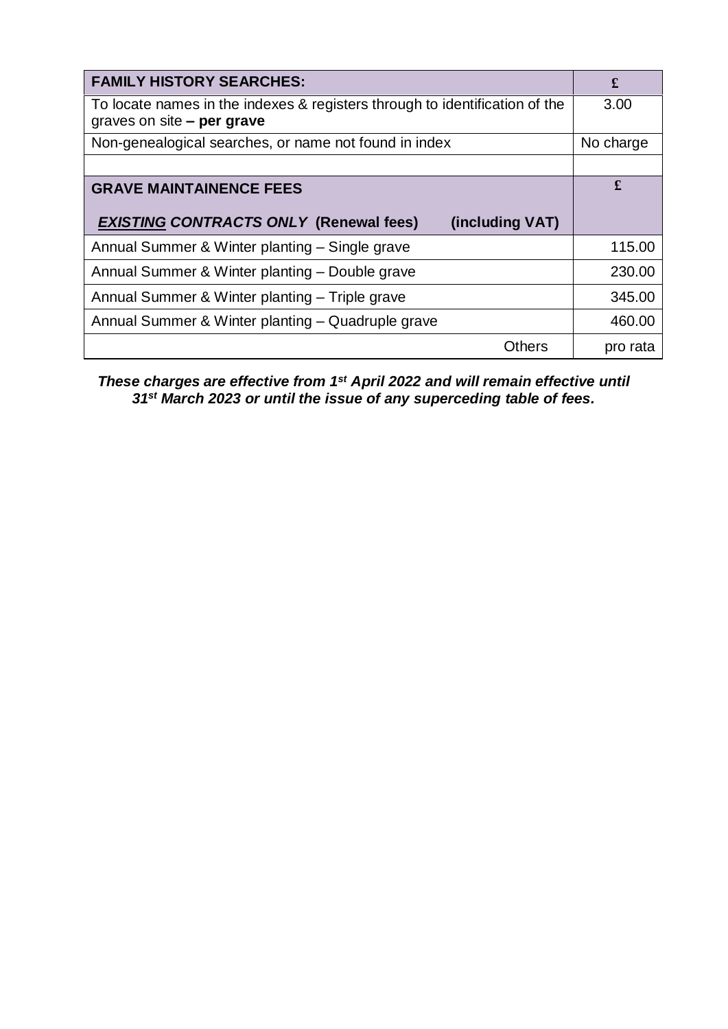| **FAMILY HISTORY SEARCHES:** | **£** |
|---|---|
| To locate names in the indexes & registers through to identification of the graves on site **– per grave** | 3.00 |
| Non-genealogical searches, or name not found in index | No charge |
| | |
| **GRAVE MAINTAINENCE FEES**<br><br>***EXISTING* *CONTRACTS ONLY*** **(Renewal fees) (including VAT)** | **£** |
| Annual Summer & Winter planting – Single grave | 115.00 |
| Annual Summer & Winter planting – Double grave | 230.00 |
| Annual Summer & Winter planting – Triple grave | 345.00 |
| Annual Summer & Winter planting – Quadruple grave | 460.00 |
| Others | pro rata |

***These charges are effective from 1st April 2022 and will remain effective until 31st March 2023 or until the issue of any superceding table of fees.***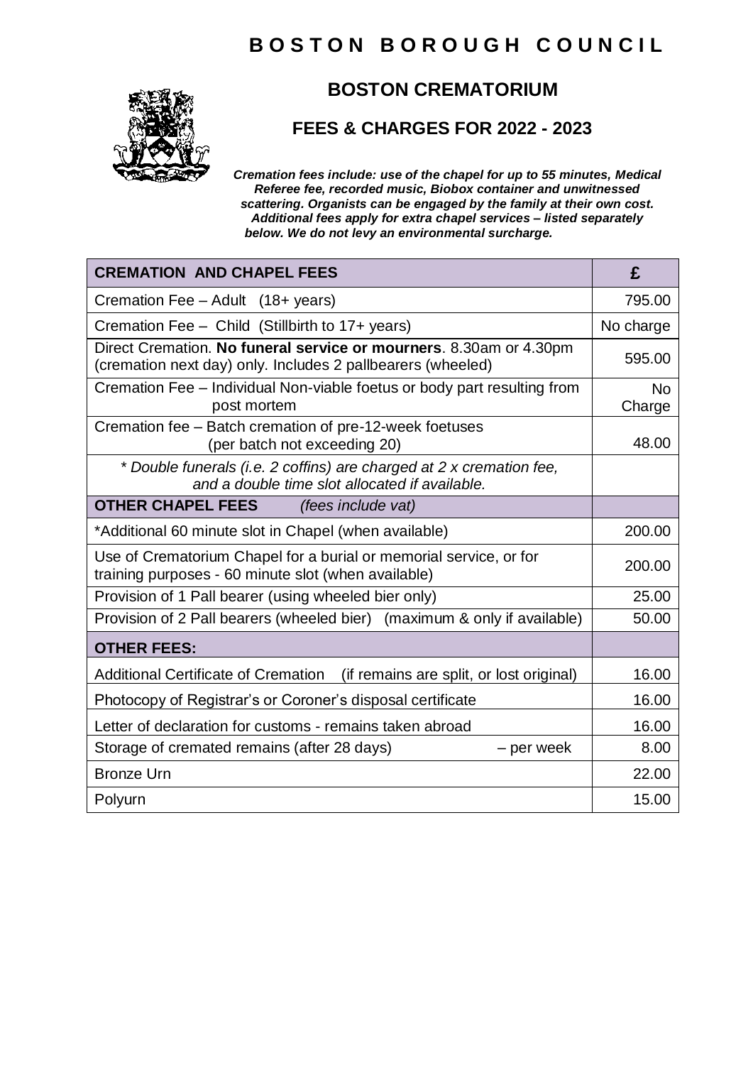# B O S T O N   B O R O U G H   C O U N C I L

## BOSTON CREMATORIUM

## FEES & CHARGES FOR 2022 - 2023

***Cremation fees include: use of the chapel for up to 55 minutes, Medical Referee fee, recorded music, Biobox container and unwitnessed scattering. Organists can be engaged by the family at their own cost. Additional fees apply for extra chapel services – listed separately below. We do not levy an environmental surcharge.***

| **CREMATION AND CHAPEL FEES** | **£** |
|---|---|
| Cremation Fee – Adult (18+ years) | 795.00 |
| Cremation Fee – Child (Stillbirth to 17+ years) | No charge |
| Direct Cremation. **No funeral service or mourners**. 8.30am or 4.30pm (cremation next day) only. Includes 2 pallbearers (wheeled) | 595.00 |
| Cremation Fee – Individual Non-viable foetus or body part resulting from post mortem | No Charge |
| Cremation fee – Batch cremation of pre-12-week foetuses (per batch not exceeding 20) | 48.00 |
| *\* Double funerals (i.e. 2 coffins) are charged at 2 x cremation fee, and a double time slot allocated if available.* | |
| **OTHER CHAPEL FEES** *(fees include vat)* | |
| *Additional 60 minute slot in Chapel (when available) | 200.00 |
| Use of Crematorium Chapel for a burial or memorial service, or for training purposes - 60 minute slot (when available) | 200.00 |
| Provision of 1 Pall bearer (using wheeled bier only) | 25.00 |
| Provision of 2 Pall bearers (wheeled bier) (maximum & only if available) | 50.00 |
| **OTHER FEES:** | |
| Additional Certificate of Cremation (if remains are split, or lost original) | 16.00 |
| Photocopy of Registrar's or Coroner's disposal certificate | 16.00 |
| Letter of declaration for customs - remains taken abroad | 16.00 |
| Storage of cremated remains (after 28 days) – per week | 8.00 |
| Bronze Urn | 22.00 |
| Polyurn | 15.00 |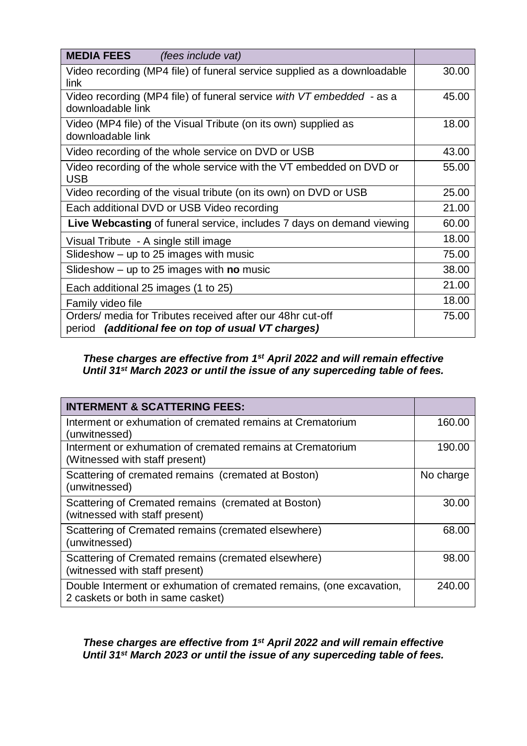| **MEDIA FEES** *(fees include vat)* | |
|---|---|
| Video recording (MP4 file) of funeral service supplied as a downloadable link | 30.00 |
| Video recording (MP4 file) of funeral service *with VT embedded* - as a downloadable link | 45.00 |
| Video (MP4 file) of the Visual Tribute (on its own) supplied as downloadable link | 18.00 |
| Video recording of the whole service on DVD or USB | 43.00 |
| Video recording of the whole service with the VT embedded on DVD or USB | 55.00 |
| Video recording of the visual tribute (on its own) on DVD or USB | 25.00 |
| Each additional DVD or USB Video recording | 21.00 |
| **Live Webcasting** of funeral service, includes 7 days on demand viewing | 60.00 |
| Visual Tribute - A single still image | 18.00 |
| Slideshow – up to 25 images with music | 75.00 |
| Slideshow – up to 25 images with **no** music | 38.00 |
| Each additional 25 images (1 to 25) | 21.00 |
| Family video file | 18.00 |
| Orders/ media for Tributes received after our 48hr cut-off period ***(additional fee on top of usual VT charges)*** | 75.00 |

***These charges are effective from 1st April 2022 and will remain effective Until 31st March 2023 or until the issue of any superceding table of fees.***

| **INTERMENT & SCATTERING FEES:** | |
|---|---|
| Interment or exhumation of cremated remains at Crematorium (unwitnessed) | 160.00 |
| Interment or exhumation of cremated remains at Crematorium (Witnessed with staff present) | 190.00 |
| Scattering of cremated remains (cremated at Boston) (unwitnessed) | No charge |
| Scattering of Cremated remains (cremated at Boston) (witnessed with staff present) | 30.00 |
| Scattering of Cremated remains (cremated elsewhere) (unwitnessed) | 68.00 |
| Scattering of Cremated remains (cremated elsewhere) (witnessed with staff present) | 98.00 |
| Double Interment or exhumation of cremated remains, (one excavation, 2 caskets or both in same casket) | 240.00 |

***These charges are effective from 1st April 2022 and will remain effective Until 31st March 2023 or until the issue of any superceding table of fees.***